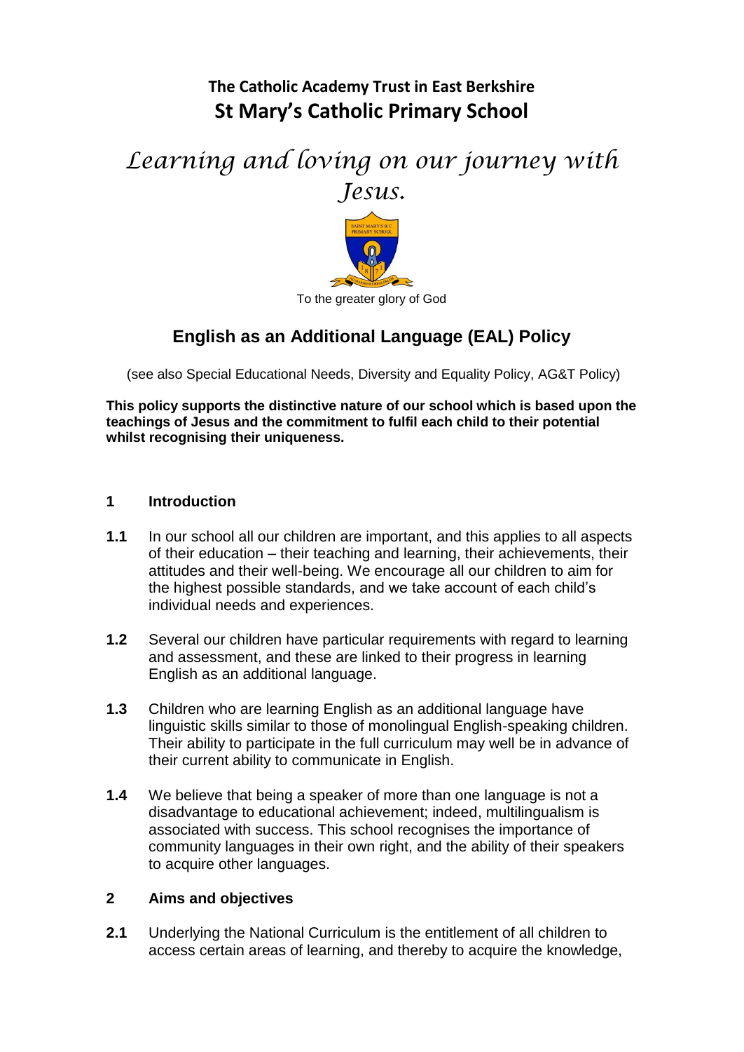**The Catholic Academy Trust in East Berkshire**

# St Mary's Catholic Primary School

*Learning and loving on our journey with Jesus.*

To the greater glory of God

## English as an Additional Language (EAL) Policy

(see also Special Educational Needs, Diversity and Equality Policy, AG&T Policy)

**This policy supports the distinctive nature of our school which is based upon the teachings of Jesus and the commitment to fulfil each child to their potential whilst recognising their uniqueness.**

### 1 Introduction

**1.1** In our school all our children are important, and this applies to all aspects of their education – their teaching and learning, their achievements, their attitudes and their well-being. We encourage all our children to aim for the highest possible standards, and we take account of each child's individual needs and experiences.

**1.2** Several our children have particular requirements with regard to learning and assessment, and these are linked to their progress in learning English as an additional language.

**1.3** Children who are learning English as an additional language have linguistic skills similar to those of monolingual English-speaking children. Their ability to participate in the full curriculum may well be in advance of their current ability to communicate in English.

**1.4** We believe that being a speaker of more than one language is not a disadvantage to educational achievement; indeed, multilingualism is associated with success. This school recognises the importance of community languages in their own right, and the ability of their speakers to acquire other languages.

### 2 Aims and objectives

**2.1** Underlying the National Curriculum is the entitlement of all children to access certain areas of learning, and thereby to acquire the knowledge,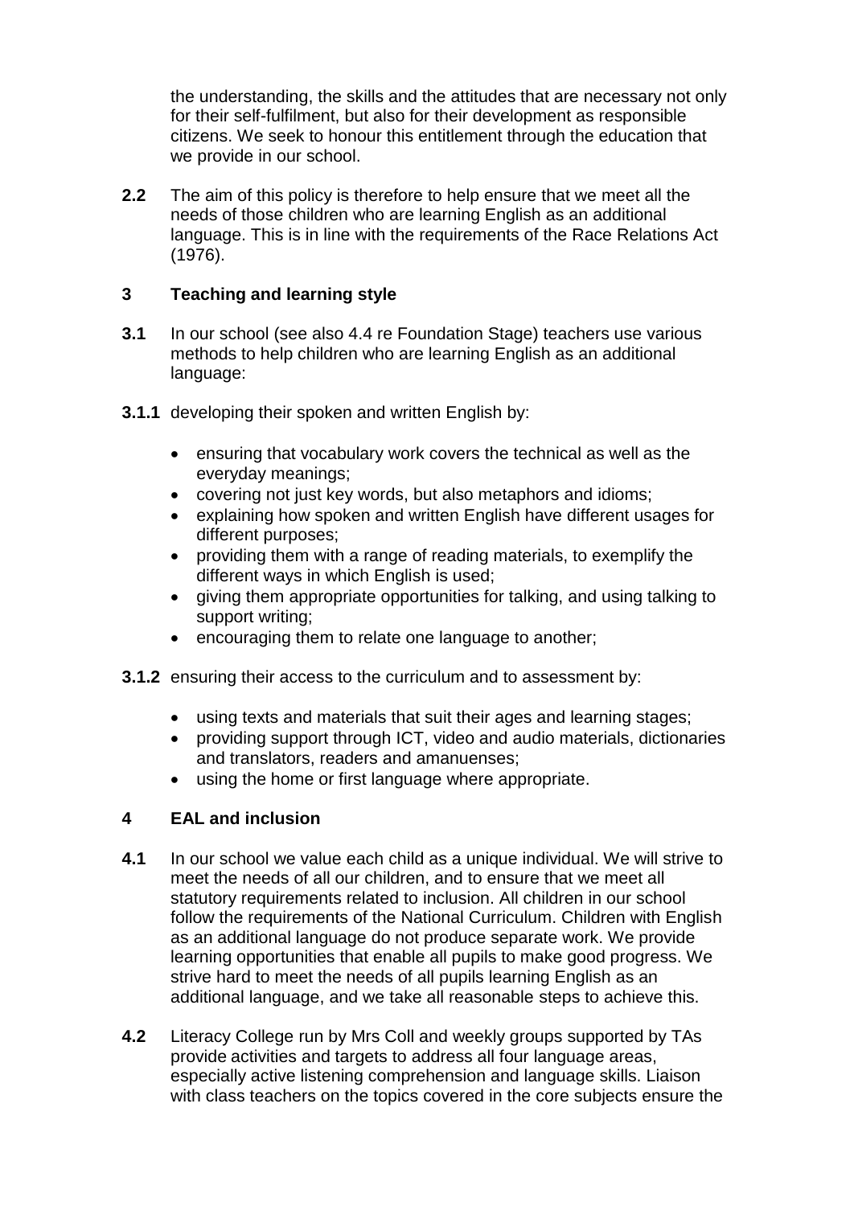the understanding, the skills and the attitudes that are necessary not only for their self-fulfilment, but also for their development as responsible citizens. We seek to honour this entitlement through the education that we provide in our school.

**2.2** The aim of this policy is therefore to help ensure that we meet all the needs of those children who are learning English as an additional language. This is in line with the requirements of the Race Relations Act (1976).

## 3 Teaching and learning style

**3.1** In our school (see also 4.4 re Foundation Stage) teachers use various methods to help children who are learning English as an additional language:

**3.1.1** developing their spoken and written English by:

- ensuring that vocabulary work covers the technical as well as the everyday meanings;
- covering not just key words, but also metaphors and idioms;
- explaining how spoken and written English have different usages for different purposes;
- providing them with a range of reading materials, to exemplify the different ways in which English is used;
- giving them appropriate opportunities for talking, and using talking to support writing;
- encouraging them to relate one language to another;

**3.1.2** ensuring their access to the curriculum and to assessment by:

- using texts and materials that suit their ages and learning stages;
- providing support through ICT, video and audio materials, dictionaries and translators, readers and amanuenses;
- using the home or first language where appropriate.

## 4 EAL and inclusion

**4.1** In our school we value each child as a unique individual. We will strive to meet the needs of all our children, and to ensure that we meet all statutory requirements related to inclusion. All children in our school follow the requirements of the National Curriculum. Children with English as an additional language do not produce separate work. We provide learning opportunities that enable all pupils to make good progress. We strive hard to meet the needs of all pupils learning English as an additional language, and we take all reasonable steps to achieve this.

**4.2** Literacy College run by Mrs Coll and weekly groups supported by TAs provide activities and targets to address all four language areas, especially active listening comprehension and language skills. Liaison with class teachers on the topics covered in the core subjects ensure the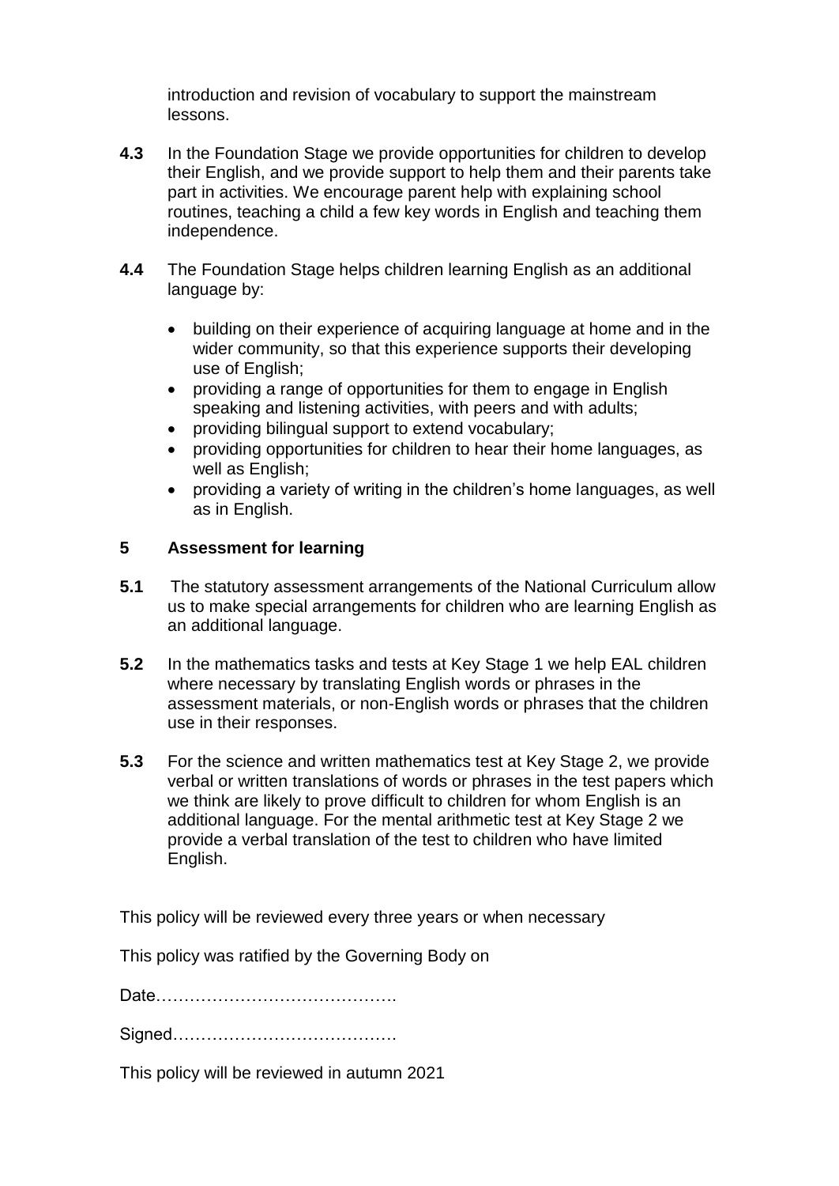introduction and revision of vocabulary to support the mainstream lessons.

**4.3** In the Foundation Stage we provide opportunities for children to develop their English, and we provide support to help them and their parents take part in activities. We encourage parent help with explaining school routines, teaching a child a few key words in English and teaching them independence.

**4.4** The Foundation Stage helps children learning English as an additional language by:

- building on their experience of acquiring language at home and in the wider community, so that this experience supports their developing use of English;
- providing a range of opportunities for them to engage in English speaking and listening activities, with peers and with adults;
- providing bilingual support to extend vocabulary;
- providing opportunities for children to hear their home languages, as well as English;
- providing a variety of writing in the children's home languages, as well as in English.

## 5 Assessment for learning

**5.1** The statutory assessment arrangements of the National Curriculum allow us to make special arrangements for children who are learning English as an additional language.

**5.2** In the mathematics tasks and tests at Key Stage 1 we help EAL children where necessary by translating English words or phrases in the assessment materials, or non-English words or phrases that the children use in their responses.

**5.3** For the science and written mathematics test at Key Stage 2, we provide verbal or written translations of words or phrases in the test papers which we think are likely to prove difficult to children for whom English is an additional language. For the mental arithmetic test at Key Stage 2 we provide a verbal translation of the test to children who have limited English.

This policy will be reviewed every three years or when necessary

This policy was ratified by the Governing Body on

Date…………………………………….

Signed………………………………….

This policy will be reviewed in autumn 2021